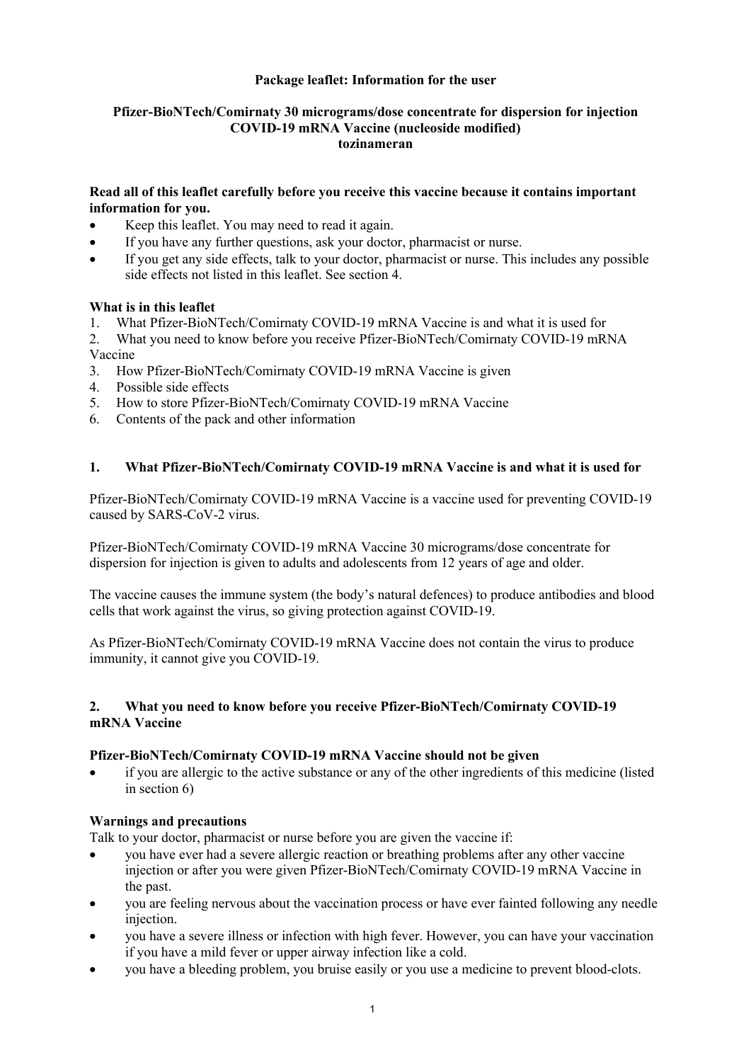**Package leaflet: Information for the user**

**Pfizer-BioNTech/Comirnaty 30 micrograms/dose concentrate for dispersion for injection**
**COVID-19 mRNA Vaccine (nucleoside modified)**
**tozinameran**

**Read all of this leaflet carefully before you receive this vaccine because it contains important information for you.**

- Keep this leaflet. You may need to read it again.
- If you have any further questions, ask your doctor, pharmacist or nurse.
- If you get any side effects, talk to your doctor, pharmacist or nurse. This includes any possible side effects not listed in this leaflet. See section 4.

**What is in this leaflet**

1. What Pfizer-BioNTech/Comirnaty COVID-19 mRNA Vaccine is and what it is used for
2. What you need to know before you receive Pfizer-BioNTech/Comirnaty COVID-19 mRNA Vaccine
3. How Pfizer-BioNTech/Comirnaty COVID-19 mRNA Vaccine is given
4. Possible side effects
5. How to store Pfizer-BioNTech/Comirnaty COVID-19 mRNA Vaccine
6. Contents of the pack and other information

## 1. What Pfizer-BioNTech/Comirnaty COVID-19 mRNA Vaccine is and what it is used for

Pfizer-BioNTech/Comirnaty COVID-19 mRNA Vaccine is a vaccine used for preventing COVID-19 caused by SARS-CoV-2 virus.

Pfizer-BioNTech/Comirnaty COVID-19 mRNA Vaccine 30 micrograms/dose concentrate for dispersion for injection is given to adults and adolescents from 12 years of age and older.

The vaccine causes the immune system (the body's natural defences) to produce antibodies and blood cells that work against the virus, so giving protection against COVID-19.

As Pfizer-BioNTech/Comirnaty COVID-19 mRNA Vaccine does not contain the virus to produce immunity, it cannot give you COVID-19.

## 2. What you need to know before you receive Pfizer-BioNTech/Comirnaty COVID-19 mRNA Vaccine

**Pfizer-BioNTech/Comirnaty COVID-19 mRNA Vaccine should not be given**

- if you are allergic to the active substance or any of the other ingredients of this medicine (listed in section 6)

**Warnings and precautions**

Talk to your doctor, pharmacist or nurse before you are given the vaccine if:

- you have ever had a severe allergic reaction or breathing problems after any other vaccine injection or after you were given Pfizer-BioNTech/Comirnaty COVID-19 mRNA Vaccine in the past.
- you are feeling nervous about the vaccination process or have ever fainted following any needle injection.
- you have a severe illness or infection with high fever. However, you can have your vaccination if you have a mild fever or upper airway infection like a cold.
- you have a bleeding problem, you bruise easily or you use a medicine to prevent blood-clots.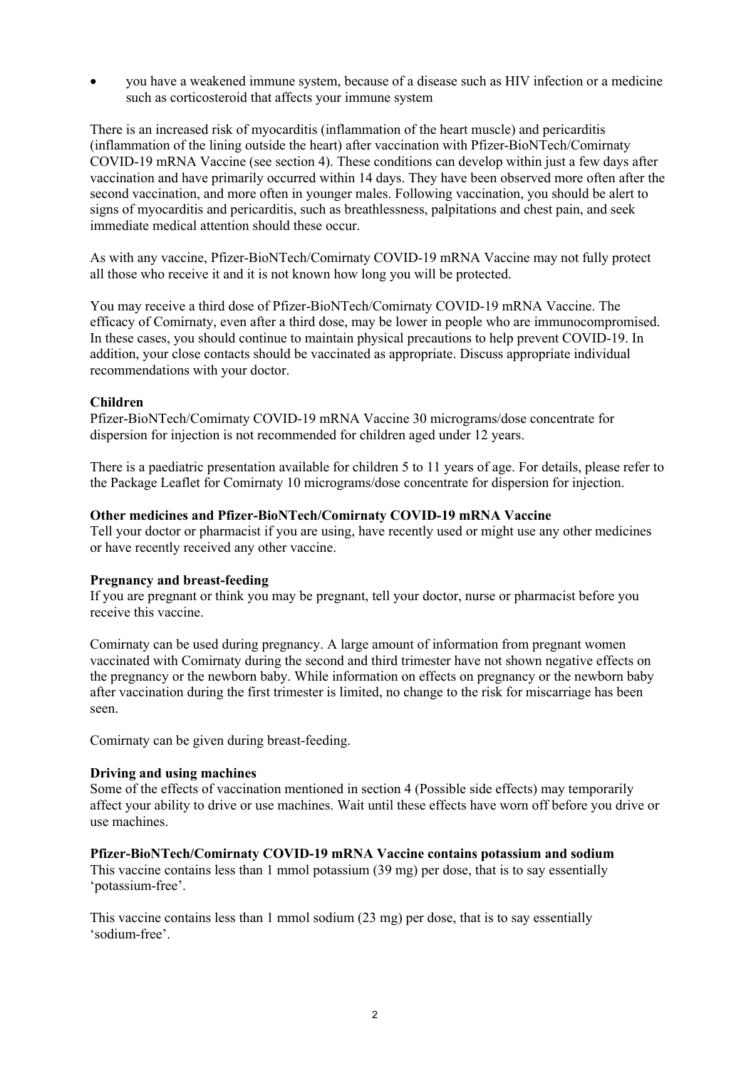- you have a weakened immune system, because of a disease such as HIV infection or a medicine such as corticosteroid that affects your immune system

There is an increased risk of myocarditis (inflammation of the heart muscle) and pericarditis (inflammation of the lining outside the heart) after vaccination with Pfizer-BioNTech/Comirnaty COVID-19 mRNA Vaccine (see section 4). These conditions can develop within just a few days after vaccination and have primarily occurred within 14 days. They have been observed more often after the second vaccination, and more often in younger males. Following vaccination, you should be alert to signs of myocarditis and pericarditis, such as breathlessness, palpitations and chest pain, and seek immediate medical attention should these occur.

As with any vaccine, Pfizer-BioNTech/Comirnaty COVID-19 mRNA Vaccine may not fully protect all those who receive it and it is not known how long you will be protected.

You may receive a third dose of Pfizer-BioNTech/Comirnaty COVID-19 mRNA Vaccine. The efficacy of Comirnaty, even after a third dose, may be lower in people who are immunocompromised. In these cases, you should continue to maintain physical precautions to help prevent COVID-19. In addition, your close contacts should be vaccinated as appropriate. Discuss appropriate individual recommendations with your doctor.

**Children**

Pfizer-BioNTech/Comirnaty COVID-19 mRNA Vaccine 30 micrograms/dose concentrate for dispersion for injection is not recommended for children aged under 12 years.

There is a paediatric presentation available for children 5 to 11 years of age. For details, please refer to the Package Leaflet for Comirnaty 10 micrograms/dose concentrate for dispersion for injection.

**Other medicines and Pfizer-BioNTech/Comirnaty COVID-19 mRNA Vaccine**

Tell your doctor or pharmacist if you are using, have recently used or might use any other medicines or have recently received any other vaccine.

**Pregnancy and breast-feeding**

If you are pregnant or think you may be pregnant, tell your doctor, nurse or pharmacist before you receive this vaccine.

Comirnaty can be used during pregnancy. A large amount of information from pregnant women vaccinated with Comirnaty during the second and third trimester have not shown negative effects on the pregnancy or the newborn baby. While information on effects on pregnancy or the newborn baby after vaccination during the first trimester is limited, no change to the risk for miscarriage has been seen.

Comirnaty can be given during breast-feeding.

**Driving and using machines**

Some of the effects of vaccination mentioned in section 4 (Possible side effects) may temporarily affect your ability to drive or use machines. Wait until these effects have worn off before you drive or use machines.

**Pfizer-BioNTech/Comirnaty COVID-19 mRNA Vaccine contains potassium and sodium**

This vaccine contains less than 1 mmol potassium (39 mg) per dose, that is to say essentially 'potassium-free'.

This vaccine contains less than 1 mmol sodium (23 mg) per dose, that is to say essentially 'sodium-free'.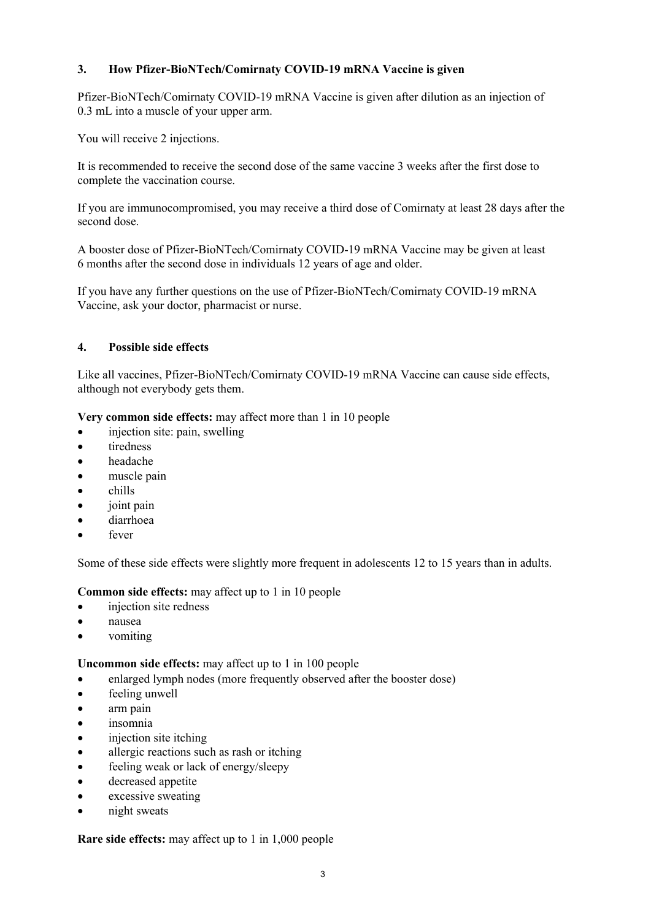## 3. How Pfizer-BioNTech/Comirnaty COVID-19 mRNA Vaccine is given

Pfizer-BioNTech/Comirnaty COVID-19 mRNA Vaccine is given after dilution as an injection of 0.3 mL into a muscle of your upper arm.

You will receive 2 injections.

It is recommended to receive the second dose of the same vaccine 3 weeks after the first dose to complete the vaccination course.

If you are immunocompromised, you may receive a third dose of Comirnaty at least 28 days after the second dose.

A booster dose of Pfizer-BioNTech/Comirnaty COVID-19 mRNA Vaccine may be given at least 6 months after the second dose in individuals 12 years of age and older.

If you have any further questions on the use of Pfizer-BioNTech/Comirnaty COVID-19 mRNA Vaccine, ask your doctor, pharmacist or nurse.

## 4. Possible side effects

Like all vaccines, Pfizer-BioNTech/Comirnaty COVID-19 mRNA Vaccine can cause side effects, although not everybody gets them.

**Very common side effects:** may affect more than 1 in 10 people

- injection site: pain, swelling
- tiredness
- headache
- muscle pain
- chills
- joint pain
- diarrhoea
- fever

Some of these side effects were slightly more frequent in adolescents 12 to 15 years than in adults.

**Common side effects:** may affect up to 1 in 10 people

- injection site redness
- nausea
- vomiting

**Uncommon side effects:** may affect up to 1 in 100 people

- enlarged lymph nodes (more frequently observed after the booster dose)
- feeling unwell
- arm pain
- insomnia
- injection site itching
- allergic reactions such as rash or itching
- feeling weak or lack of energy/sleepy
- decreased appetite
- excessive sweating
- night sweats

**Rare side effects:** may affect up to 1 in 1,000 people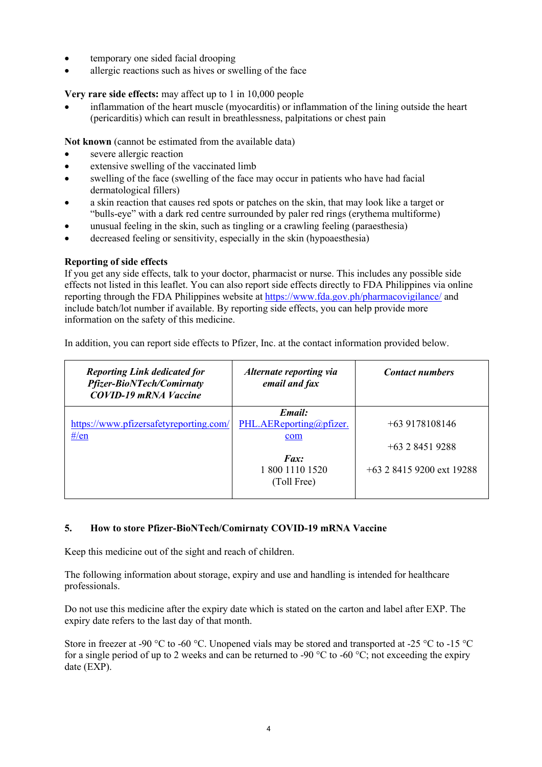- temporary one sided facial drooping
- allergic reactions such as hives or swelling of the face

**Very rare side effects:** may affect up to 1 in 10,000 people

- inflammation of the heart muscle (myocarditis) or inflammation of the lining outside the heart (pericarditis) which can result in breathlessness, palpitations or chest pain

**Not known** (cannot be estimated from the available data)

- severe allergic reaction
- extensive swelling of the vaccinated limb
- swelling of the face (swelling of the face may occur in patients who have had facial dermatological fillers)
- a skin reaction that causes red spots or patches on the skin, that may look like a target or "bulls-eye" with a dark red centre surrounded by paler red rings (erythema multiforme)
- unusual feeling in the skin, such as tingling or a crawling feeling (paraesthesia)
- decreased feeling or sensitivity, especially in the skin (hypoaesthesia)

**Reporting of side effects**

If you get any side effects, talk to your doctor, pharmacist or nurse. This includes any possible side effects not listed in this leaflet. You can also report side effects directly to FDA Philippines via online reporting through the FDA Philippines website at https://www.fda.gov.ph/pharmacovigilance/ and include batch/lot number if available. By reporting side effects, you can help provide more information on the safety of this medicine.

In addition, you can report side effects to Pfizer, Inc. at the contact information provided below.

| ***Reporting Link dedicated for Pfizer-BioNTech/Comirnaty COVID-19 mRNA Vaccine*** | ***Alternate reporting via email and fax*** | ***Contact numbers*** |
|---|---|---|
| https://www.pfizersafetyreporting.com/#/en | ***Email:*** PHL.AEReporting@pfizer.com<br><br>***Fax:*** 1 800 1110 1520 (Toll Free) | +63 9178108146<br><br>+63 2 8451 9288<br><br>+63 2 8415 9200 ext 19288 |

## 5. How to store Pfizer-BioNTech/Comirnaty COVID-19 mRNA Vaccine

Keep this medicine out of the sight and reach of children.

The following information about storage, expiry and use and handling is intended for healthcare professionals.

Do not use this medicine after the expiry date which is stated on the carton and label after EXP. The expiry date refers to the last day of that month.

Store in freezer at -90 °C to -60 °C. Unopened vials may be stored and transported at -25 °C to -15 °C for a single period of up to 2 weeks and can be returned to -90 °C to -60 °C; not exceeding the expiry date (EXP).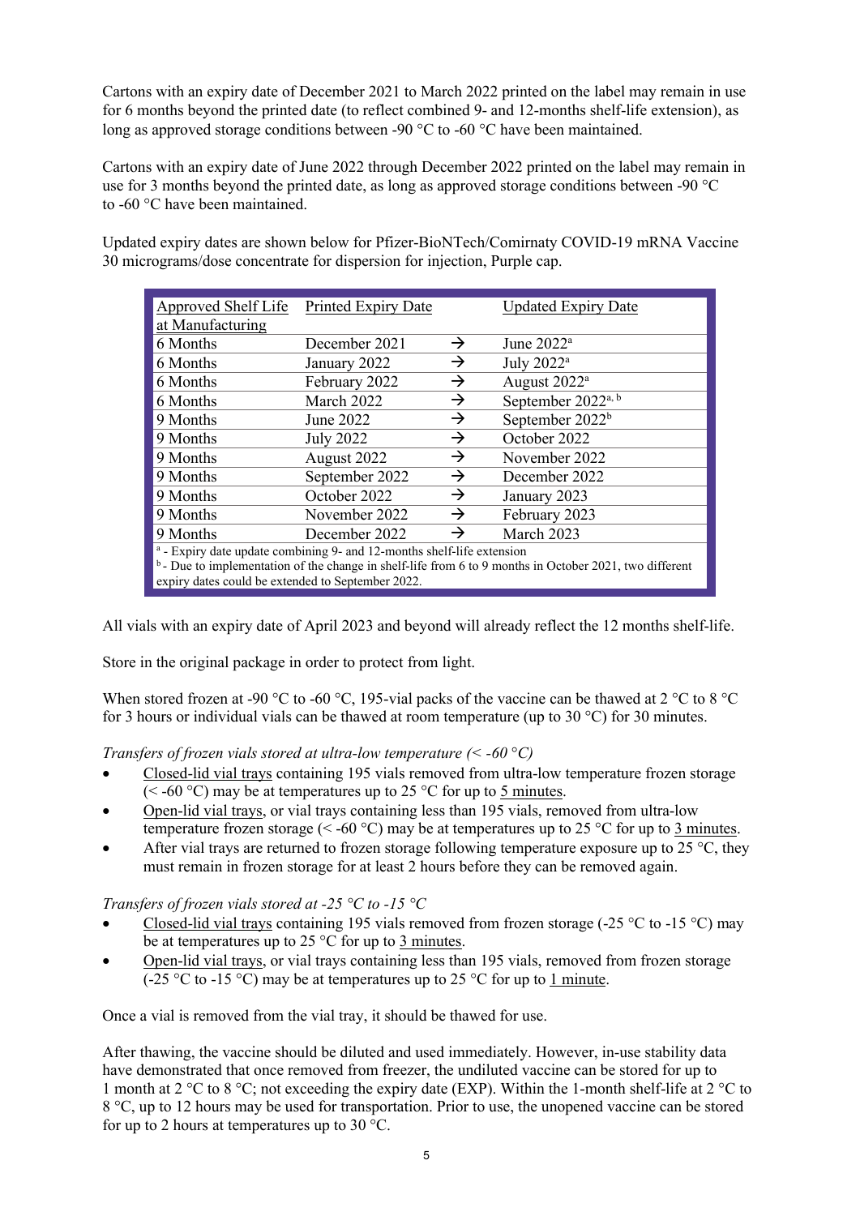Cartons with an expiry date of December 2021 to March 2022 printed on the label may remain in use for 6 months beyond the printed date (to reflect combined 9- and 12-months shelf-life extension), as long as approved storage conditions between -90 °C to -60 °C have been maintained.

Cartons with an expiry date of June 2022 through December 2022 printed on the label may remain in use for 3 months beyond the printed date, as long as approved storage conditions between -90 °C to -60 °C have been maintained.

Updated expiry dates are shown below for Pfizer-BioNTech/Comirnaty COVID-19 mRNA Vaccine 30 micrograms/dose concentrate for dispersion for injection, Purple cap.

| Approved Shelf Life at Manufacturing | Printed Expiry Date | | Updated Expiry Date |
|---|---|---|---|
| 6 Months | December 2021 | → | June 2022[a] |
| 6 Months | January 2022 | → | July 2022[a] |
| 6 Months | February 2022 | → | August 2022[a] |
| 6 Months | March 2022 | → | September 2022[a, b] |
| 9 Months | June 2022 | → | September 2022[b] |
| 9 Months | July 2022 | → | October 2022 |
| 9 Months | August 2022 | → | November 2022 |
| 9 Months | September 2022 | → | December 2022 |
| 9 Months | October 2022 | → | January 2023 |
| 9 Months | November 2022 | → | February 2023 |
| 9 Months | December 2022 | → | March 2023 |

[a] - Expiry date update combining 9- and 12-months shelf-life extension
[b] - Due to implementation of the change in shelf-life from 6 to 9 months in October 2021, two different expiry dates could be extended to September 2022.

All vials with an expiry date of April 2023 and beyond will already reflect the 12 months shelf-life.

Store in the original package in order to protect from light.

When stored frozen at -90 °C to -60 °C, 195-vial packs of the vaccine can be thawed at 2 °C to 8 °C for 3 hours or individual vials can be thawed at room temperature (up to 30 °C) for 30 minutes.

*Transfers of frozen vials stored at ultra-low temperature (< -60 °C)*

- Closed-lid vial trays containing 195 vials removed from ultra-low temperature frozen storage (< -60 °C) may be at temperatures up to 25 °C for up to 5 minutes.
- Open-lid vial trays, or vial trays containing less than 195 vials, removed from ultra-low temperature frozen storage (< -60 °C) may be at temperatures up to 25 °C for up to 3 minutes.
- After vial trays are returned to frozen storage following temperature exposure up to 25 °C, they must remain in frozen storage for at least 2 hours before they can be removed again.

*Transfers of frozen vials stored at -25 °C to -15 °C*

- Closed-lid vial trays containing 195 vials removed from frozen storage (-25 °C to -15 °C) may be at temperatures up to 25 °C for up to 3 minutes.
- Open-lid vial trays, or vial trays containing less than 195 vials, removed from frozen storage (-25 °C to -15 °C) may be at temperatures up to 25 °C for up to 1 minute.

Once a vial is removed from the vial tray, it should be thawed for use.

After thawing, the vaccine should be diluted and used immediately. However, in-use stability data have demonstrated that once removed from freezer, the undiluted vaccine can be stored for up to 1 month at 2 °C to 8 °C; not exceeding the expiry date (EXP). Within the 1-month shelf-life at 2 °C to 8 °C, up to 12 hours may be used for transportation. Prior to use, the unopened vaccine can be stored for up to 2 hours at temperatures up to 30 °C.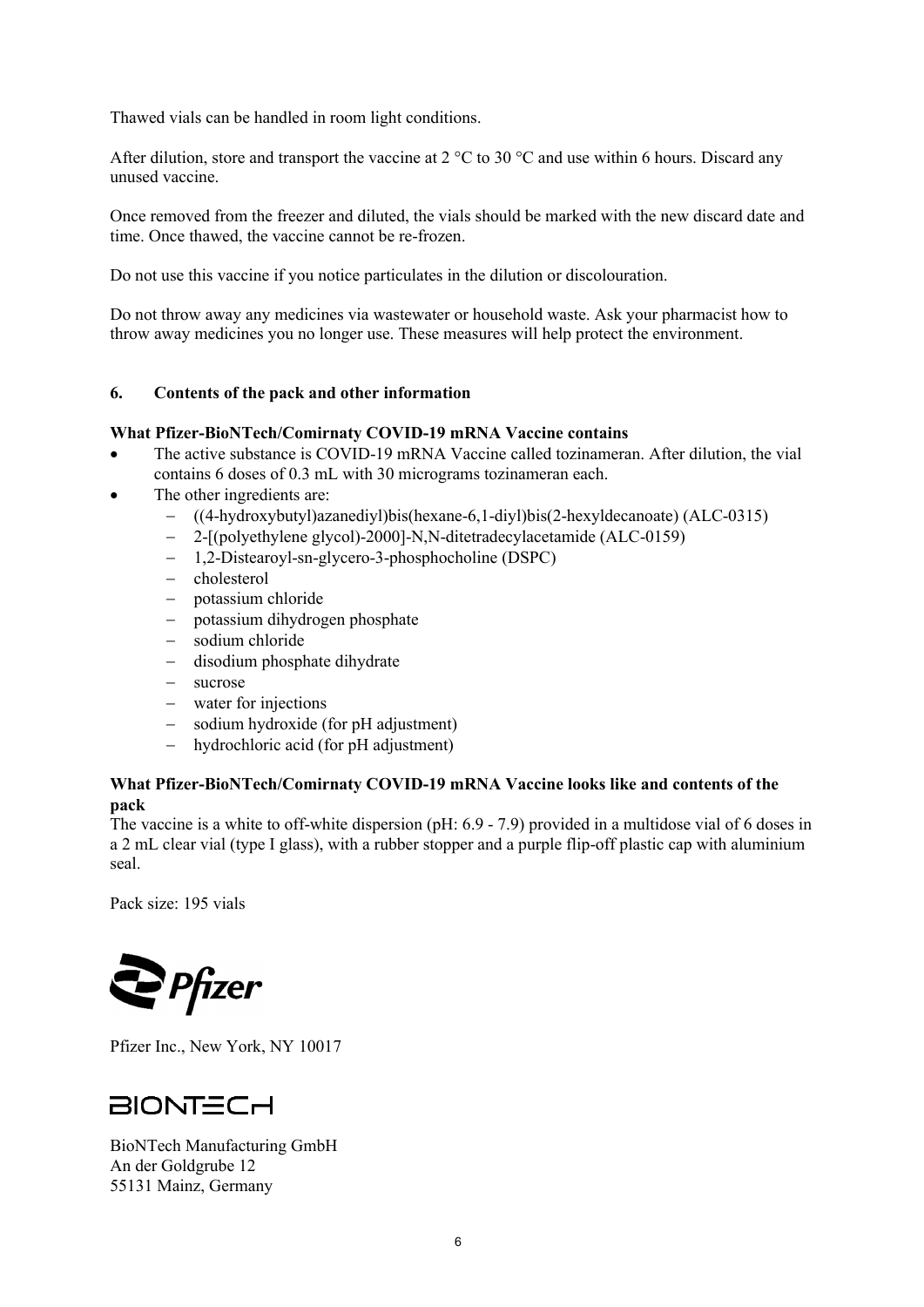Thawed vials can be handled in room light conditions.

After dilution, store and transport the vaccine at 2 °C to 30 °C and use within 6 hours. Discard any unused vaccine.

Once removed from the freezer and diluted, the vials should be marked with the new discard date and time. Once thawed, the vaccine cannot be re-frozen.

Do not use this vaccine if you notice particulates in the dilution or discolouration.

Do not throw away any medicines via wastewater or household waste. Ask your pharmacist how to throw away medicines you no longer use. These measures will help protect the environment.

## 6. Contents of the pack and other information

**What Pfizer-BioNTech/Comirnaty COVID-19 mRNA Vaccine contains**

- The active substance is COVID-19 mRNA Vaccine called tozinameran. After dilution, the vial contains 6 doses of 0.3 mL with 30 micrograms tozinameran each.
- The other ingredients are:
  - ((4-hydroxybutyl)azanediyl)bis(hexane-6,1-diyl)bis(2-hexyldecanoate) (ALC-0315)
  - 2-[(polyethylene glycol)-2000]-N,N-ditetradecylacetamide (ALC-0159)
  - 1,2-Distearoyl-sn-glycero-3-phosphocholine (DSPC)
  - cholesterol
  - potassium chloride
  - potassium dihydrogen phosphate
  - sodium chloride
  - disodium phosphate dihydrate
  - sucrose
  - water for injections
  - sodium hydroxide (for pH adjustment)
  - hydrochloric acid (for pH adjustment)

**What Pfizer-BioNTech/Comirnaty COVID-19 mRNA Vaccine looks like and contents of the pack**

The vaccine is a white to off-white dispersion (pH: 6.9 - 7.9) provided in a multidose vial of 6 doses in a 2 mL clear vial (type I glass), with a rubber stopper and a purple flip-off plastic cap with aluminium seal.

Pack size: 195 vials

Pfizer

Pfizer Inc., New York, NY 10017

BIONTECH

BioNTech Manufacturing GmbH
An der Goldgrube 12
55131 Mainz, Germany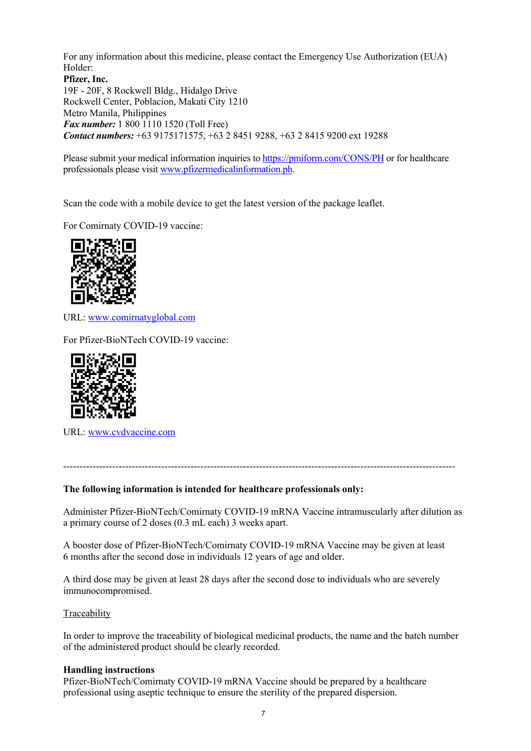For any information about this medicine, please contact the Emergency Use Authorization (EUA) Holder:

**Pfizer, Inc.**
19F - 20F, 8 Rockwell Bldg., Hidalgo Drive
Rockwell Center, Poblacion, Makati City 1210
Metro Manila, Philippines
***Fax number:*** 1 800 1110 1520 (Toll Free)
***Contact numbers:*** +63 9175171575, +63 2 8451 9288, +63 2 8415 9200 ext 19288

Please submit your medical information inquiries to https://pmiform.com/CONS/PH or for healthcare professionals please visit www.pfizermedicalinformation.ph.

Scan the code with a mobile device to get the latest version of the package leaflet.

For Comirnaty COVID-19 vaccine:

URL: www.comirnatyglobal.com

For Pfizer-BioNTech COVID-19 vaccine:

URL: www.cvdvaccine.com

---

**The following information is intended for healthcare professionals only:**

Administer Pfizer-BioNTech/Comirnaty COVID-19 mRNA Vaccine intramuscularly after dilution as a primary course of 2 doses (0.3 mL each) 3 weeks apart.

A booster dose of Pfizer-BioNTech/Comirnaty COVID-19 mRNA Vaccine may be given at least 6 months after the second dose in individuals 12 years of age and older.

A third dose may be given at least 28 days after the second dose to individuals who are severely immunocompromised.

Traceability

In order to improve the traceability of biological medicinal products, the name and the batch number of the administered product should be clearly recorded.

**Handling instructions**
Pfizer-BioNTech/Comirnaty COVID-19 mRNA Vaccine should be prepared by a healthcare professional using aseptic technique to ensure the sterility of the prepared dispersion.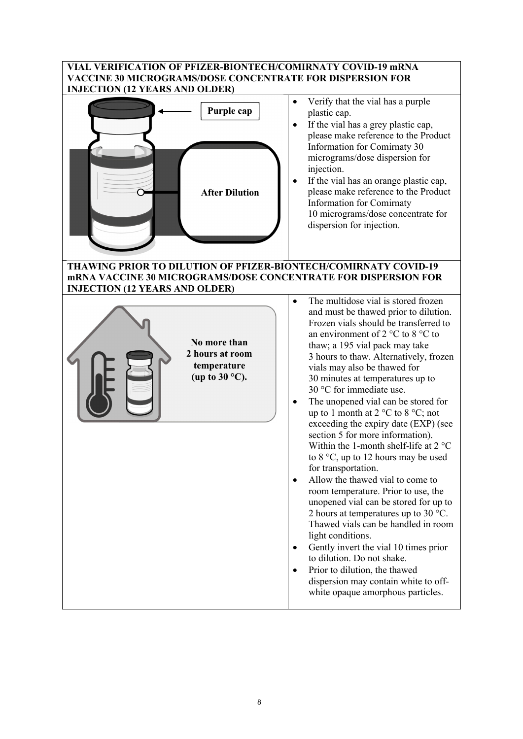| VIAL VERIFICATION OF PFIZER-BIONTECH/COMIRNATY COVID-19 mRNA VACCINE 30 MICROGRAMS/DOSE CONCENTRATE FOR DISPERSION FOR INJECTION (12 YEARS AND OLDER) | |
| --- | --- |
| Purple cap<br>After Dilution | • Verify that the vial has a purple plastic cap.<br>• If the vial has a grey plastic cap, please make reference to the Product Information for Comirnaty 30 micrograms/dose dispersion for injection.<br>• If the vial has an orange plastic cap, please make reference to the Product Information for Comirnaty 10 micrograms/dose concentrate for dispersion for injection. |
| **THAWING PRIOR TO DILUTION OF PFIZER-BIONTECH/COMIRNATY COVID-19 mRNA VACCINE 30 MICROGRAMS/DOSE CONCENTRATE FOR DISPERSION FOR INJECTION (12 YEARS AND OLDER)** | |
| No more than 2 hours at room temperature (up to 30 °C). | • The multidose vial is stored frozen and must be thawed prior to dilution. Frozen vials should be transferred to an environment of 2 °C to 8 °C to thaw; a 195 vial pack may take 3 hours to thaw. Alternatively, frozen vials may also be thawed for 30 minutes at temperatures up to 30 °C for immediate use.<br>• The unopened vial can be stored for up to 1 month at 2 °C to 8 °C; not exceeding the expiry date (EXP) (see section 5 for more information). Within the 1-month shelf-life at 2 °C to 8 °C, up to 12 hours may be used for transportation.<br>• Allow the thawed vial to come to room temperature. Prior to use, the unopened vial can be stored for up to 2 hours at temperatures up to 30 °C. Thawed vials can be handled in room light conditions.<br>• Gently invert the vial 10 times prior to dilution. Do not shake.<br>• Prior to dilution, the thawed dispersion may contain white to off-white opaque amorphous particles. |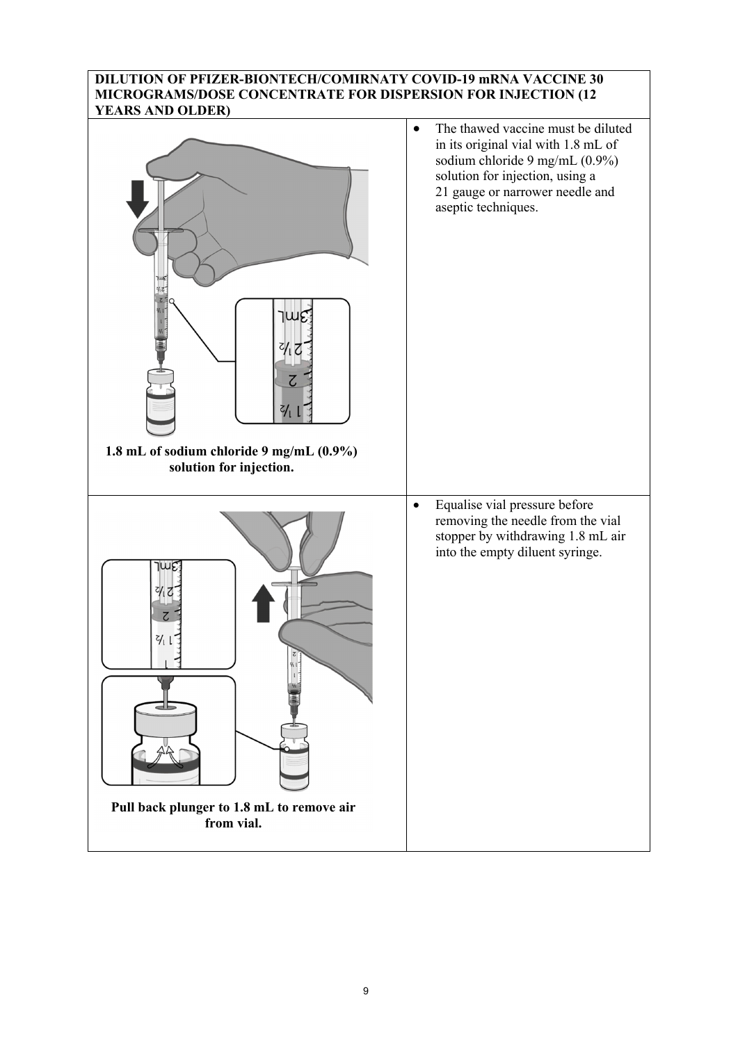| DILUTION OF PFIZER-BIONTECH/COMIRNATY COVID-19 mRNA VACCINE 30 MICROGRAMS/DOSE CONCENTRATE FOR DISPERSION FOR INJECTION (12 YEARS AND OLDER) | |
|---|---|
| **1.8 mL of sodium chloride 9 mg/mL (0.9%) solution for injection.** | • The thawed vaccine must be diluted in its original vial with 1.8 mL of sodium chloride 9 mg/mL (0.9%) solution for injection, using a 21 gauge or narrower needle and aseptic techniques. |
| **Pull back plunger to 1.8 mL to remove air from vial.** | • Equalise vial pressure before removing the needle from the vial stopper by withdrawing 1.8 mL air into the empty diluent syringe. |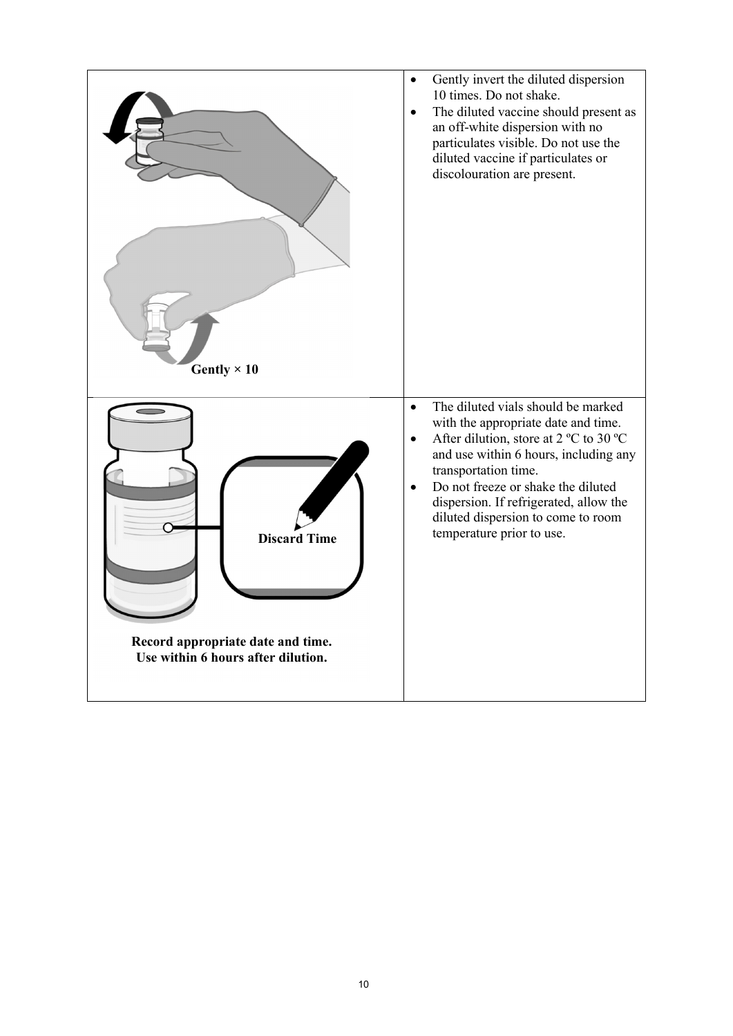| | |
|---|---|
| Gently × 10 | • Gently invert the diluted dispersion 10 times. Do not shake.<br>• The diluted vaccine should present as an off-white dispersion with no particulates visible. Do not use the diluted vaccine if particulates or discolouration are present. |
| Discard Time<br><br>**Record appropriate date and time.**<br>**Use within 6 hours after dilution.** | • The diluted vials should be marked with the appropriate date and time.<br>• After dilution, store at 2 ºC to 30 ºC and use within 6 hours, including any transportation time.<br>• Do not freeze or shake the diluted dispersion. If refrigerated, allow the diluted dispersion to come to room temperature prior to use. |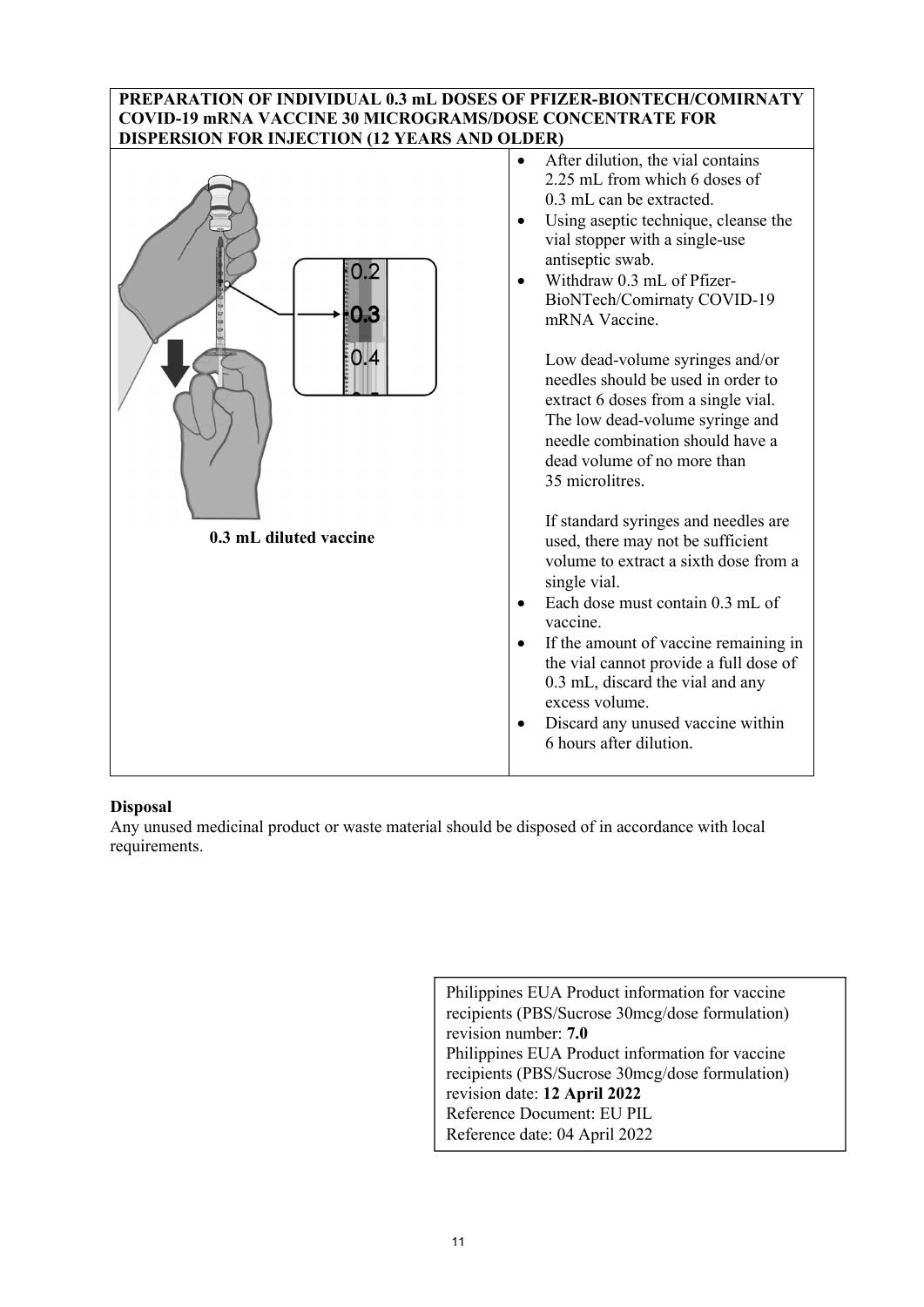| PREPARATION OF INDIVIDUAL 0.3 mL DOSES OF PFIZER-BIONTECH/COMIRNATY COVID-19 mRNA VACCINE 30 MICROGRAMS/DOSE CONCENTRATE FOR DISPERSION FOR INJECTION (12 YEARS AND OLDER) | |
|---|---|
| 0.2<br>0.3<br>0.4<br>**0.3 mL diluted vaccine** | • After dilution, the vial contains 2.25 mL from which 6 doses of 0.3 mL can be extracted.<br>• Using aseptic technique, cleanse the vial stopper with a single-use antiseptic swab.<br>• Withdraw 0.3 mL of Pfizer-BioNTech/Comirnaty COVID-19 mRNA Vaccine.<br><br>Low dead-volume syringes and/or needles should be used in order to extract 6 doses from a single vial. The low dead-volume syringe and needle combination should have a dead volume of no more than 35 microlitres.<br><br>If standard syringes and needles are used, there may not be sufficient volume to extract a sixth dose from a single vial.<br>• Each dose must contain 0.3 mL of vaccine.<br>• If the amount of vaccine remaining in the vial cannot provide a full dose of 0.3 mL, discard the vial and any excess volume.<br>• Discard any unused vaccine within 6 hours after dilution. |

**Disposal**

Any unused medicinal product or waste material should be disposed of in accordance with local requirements.

Philippines EUA Product information for vaccine recipients (PBS/Sucrose 30mcg/dose formulation) revision number: **7.0**
Philippines EUA Product information for vaccine recipients (PBS/Sucrose 30mcg/dose formulation) revision date: **12 April 2022**
Reference Document: EU PIL
Reference date: 04 April 2022